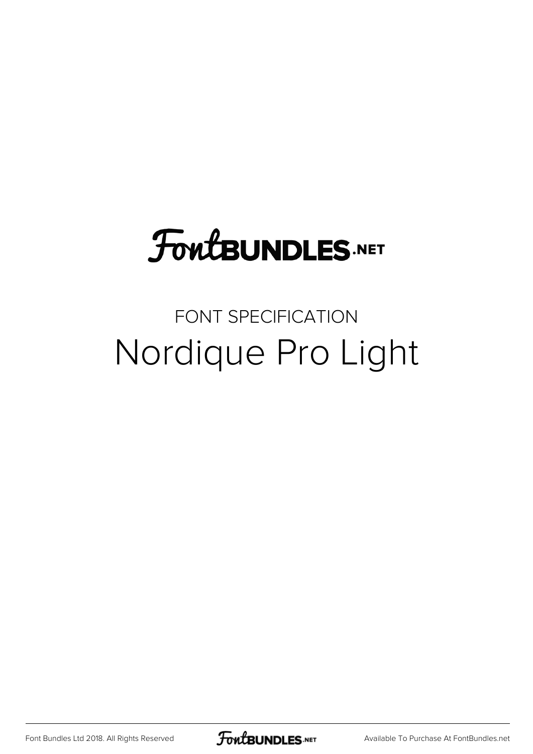FontBUNDLES.NET

FONT SPECIFICATION

# Nordique Pro Light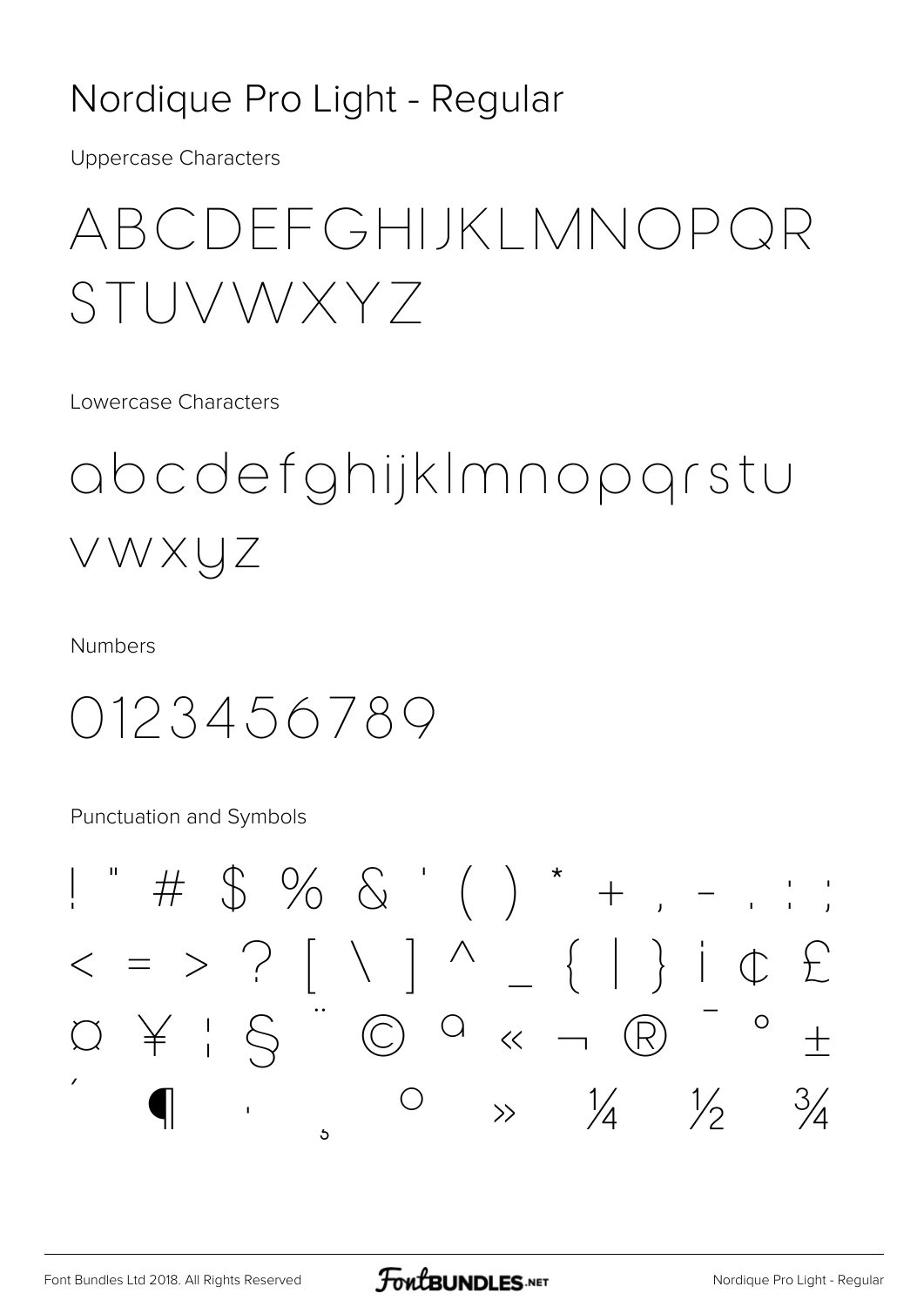# Nordique Pro Light - Regular

Uppercase Characters

ABCDEFGHIJKLMNOPQR
STUVWXYZ

Lowercase Characters

abcdefghijklmnopqrstu
vwxyz

Numbers

0123456789

Punctuation and Symbols

! " # $ % & ' ( ) * + , - . : ;
< = > ? [ \ ] ^ _ { | } ¡ ¢ £
¤ ¥ ¦ § ¨ © ª « ¬ ® ¯ ° ±
´ ¶ · ¸ º » ¼ ½ ¾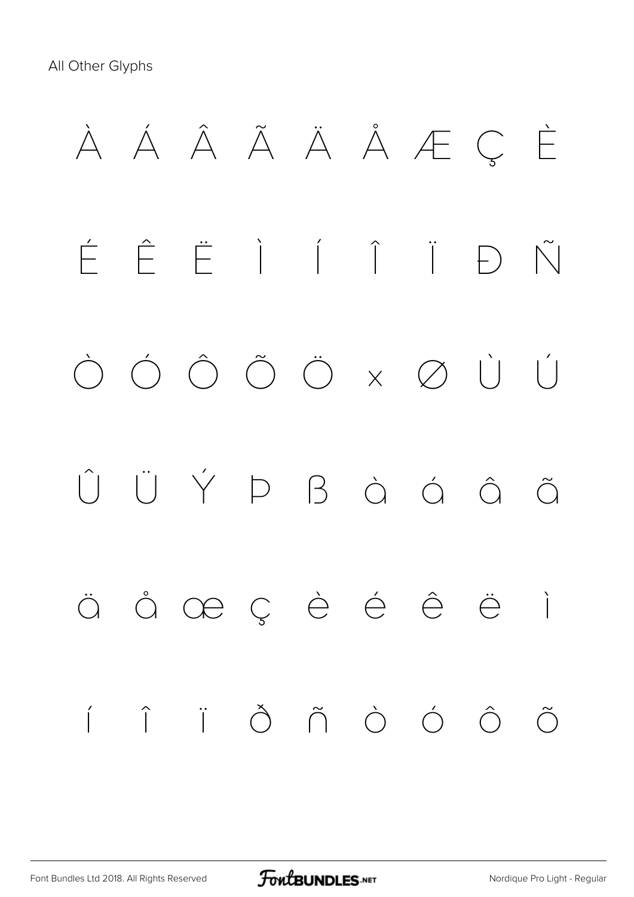All Other Glyphs

À Á Â Ã Ä Å Æ Ç È

É Ê Ë Ì Í Î Ï Ð Ñ

Ò Ó Ô Õ Ö × Ø Ù Ú

Û Ü Ý Þ ß à á â ã

ä å æ ç è é ê ë ì

í î ï ð ñ ò ó ô õ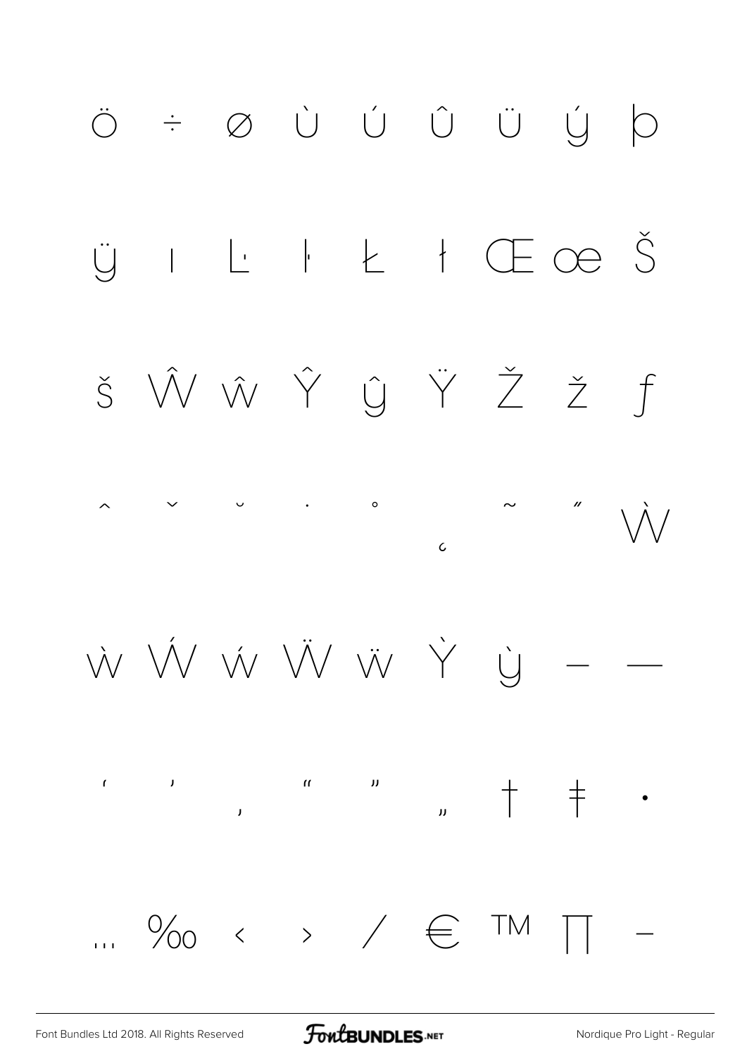Ö ÷ ø Ù Ú Û Ü ý þ

ÿ ı Ŀ ŀ Ł ł Œ œ Š

š Ŵ ŵ Ŷ ŷ Ÿ Ž ž ƒ

ˆ ˇ ˘ ˙ ˚ ˛ ˜ ˝ Ẁ

ẁ Ẃ ẃ Ẅ ẅ Ỳ ỳ – —

' ' ‚ " " „ † ‡ •

… ‰ ‹ › ⁄ € ™ ∏ −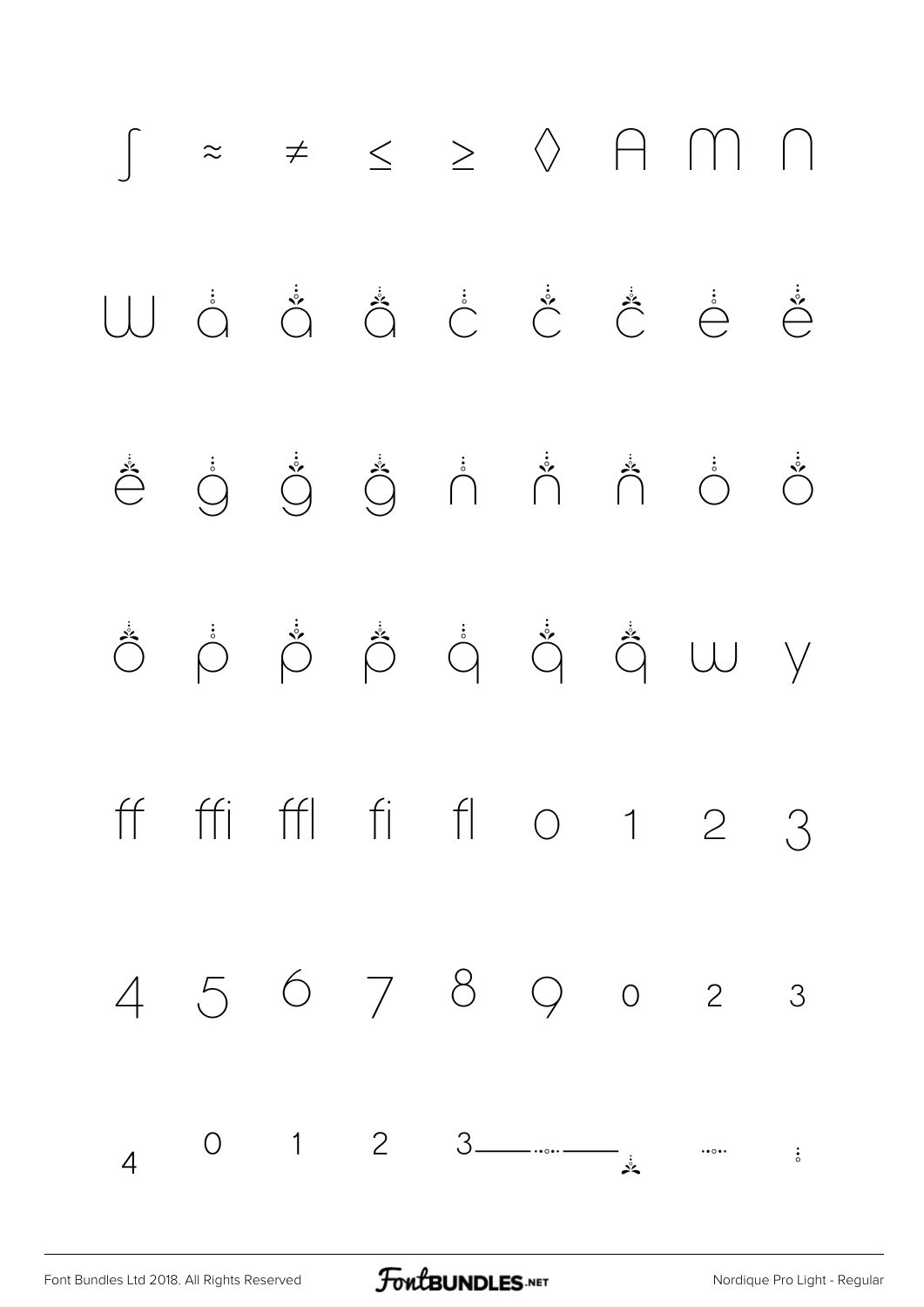∫ ≈ ≠ ≤ ≥ ◊ A m n

w ȧ ǎ ǎ ċ č č ė ě

ě ġ ǧ ǧ ṅ ň ň ȯ ǒ

ǒ ṗ p̌ p̌ q̇ q̌ q̌ w y

ff ffi ffl fi fl 0 1 2 3

4 5 6 7 8 9 0 2 3

4 0 1 2 3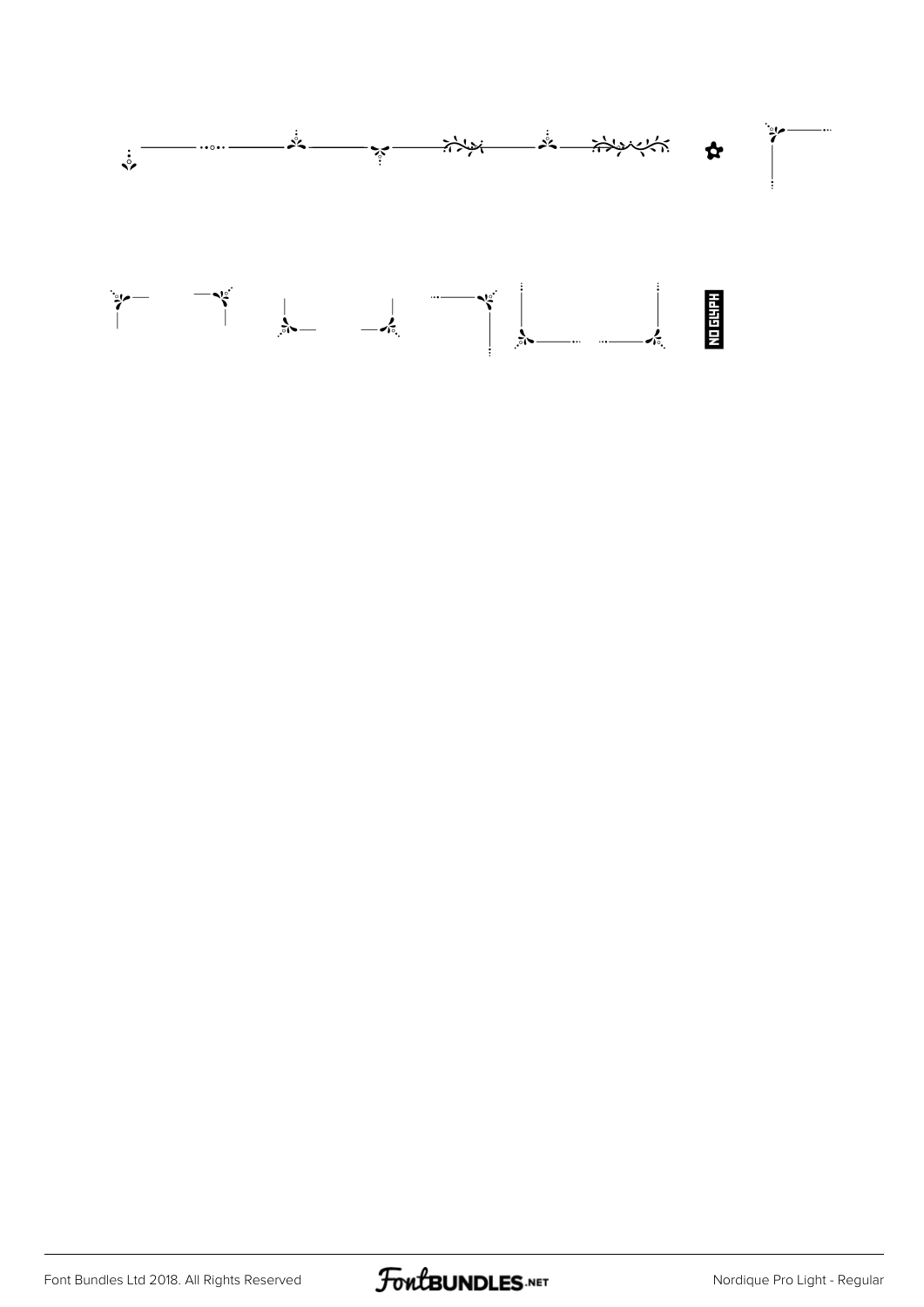NO GLYPH